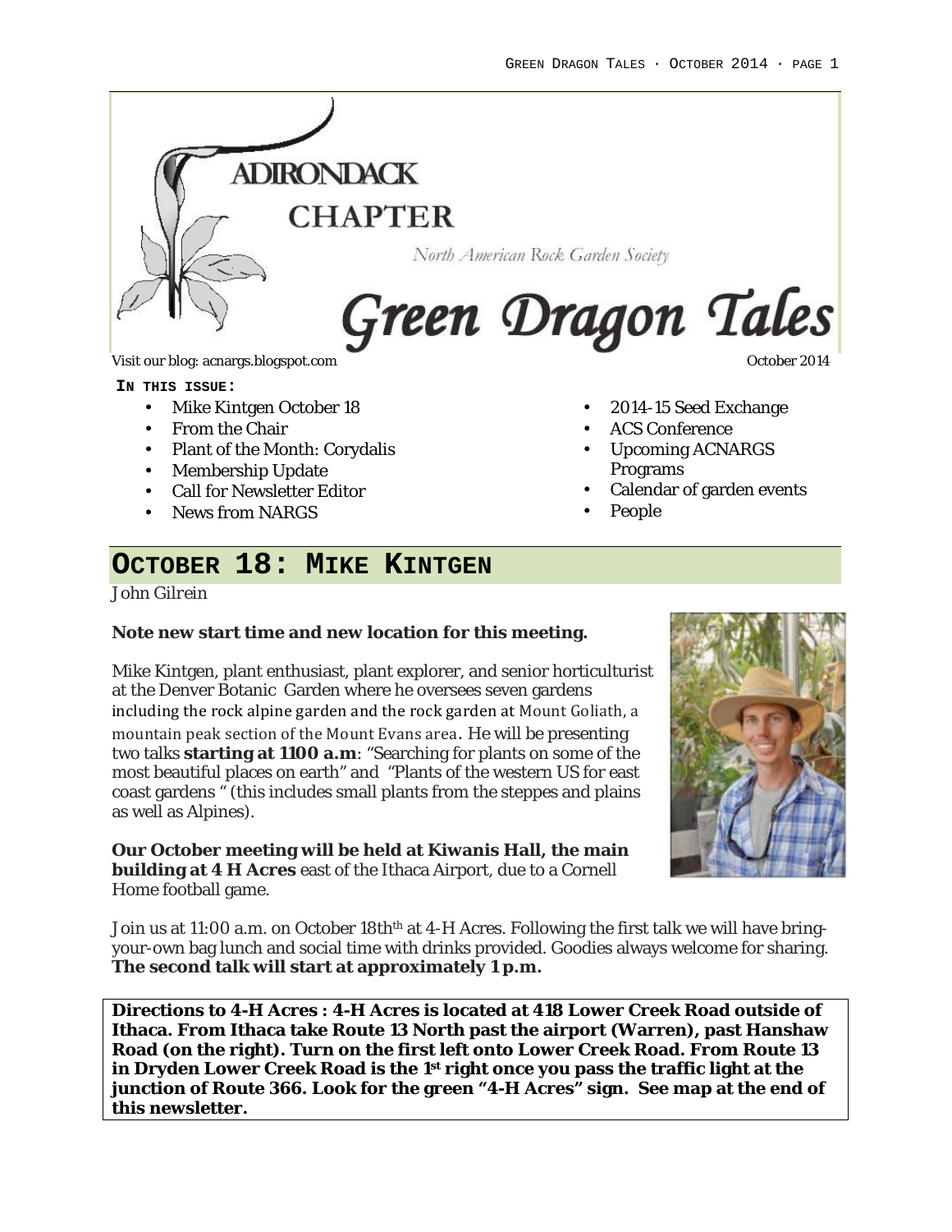# ADIRONDACK CHAPTER

North American Rock Garden Society

# Green Dragon Tales

Visit our blog: acnargs.blogspot.com

October 2014

**IN THIS ISSUE:**

- Mike Kintgen October 18
- From the Chair
- Plant of the Month: Corydalis
- Membership Update
- Call for Newsletter Editor
- News from NARGS
- 2014-15 Seed Exchange
- ACS Conference
- Upcoming ACNARGS Programs
- Calendar of garden events
- People

## OCTOBER 18: MIKE KINTGEN

John Gilrein

**Note new start time and new location for this meeting.**

Mike Kintgen, plant enthusiast, plant explorer, and senior horticulturist at the Denver Botanic Garden where he oversees seven gardens including the rock alpine garden and the rock garden at Mount Goliath, a mountain peak section of the Mount Evans area. He will be presenting two talks **starting at 1100 a.m**: "Searching for plants on some of the most beautiful places on earth" and "Plants of the western US for east coast gardens " (this includes small plants from the steppes and plains as well as Alpines).

**Our October meeting will be held at Kiwanis Hall, the main building at 4 H Acres** east of the Ithaca Airport, due to a Cornell Home football game.

Join us at 11:00 a.m. on October 18th[th] at 4-H Acres. Following the first talk we will have bring-your-own bag lunch and social time with drinks provided. Goodies always welcome for sharing. **The second talk will start at approximately 1 p.m.**

**Directions to 4-H Acres : 4-H Acres is located at 418 Lower Creek Road outside of Ithaca. From Ithaca take Route 13 North past the airport (Warren), past Hanshaw Road (on the right). Turn on the first left onto Lower Creek Road. From Route 13 in Dryden Lower Creek Road is the 1st right once you pass the traffic light at the junction of Route 366. Look for the green "4-H Acres" sign. See map at the end of this newsletter.**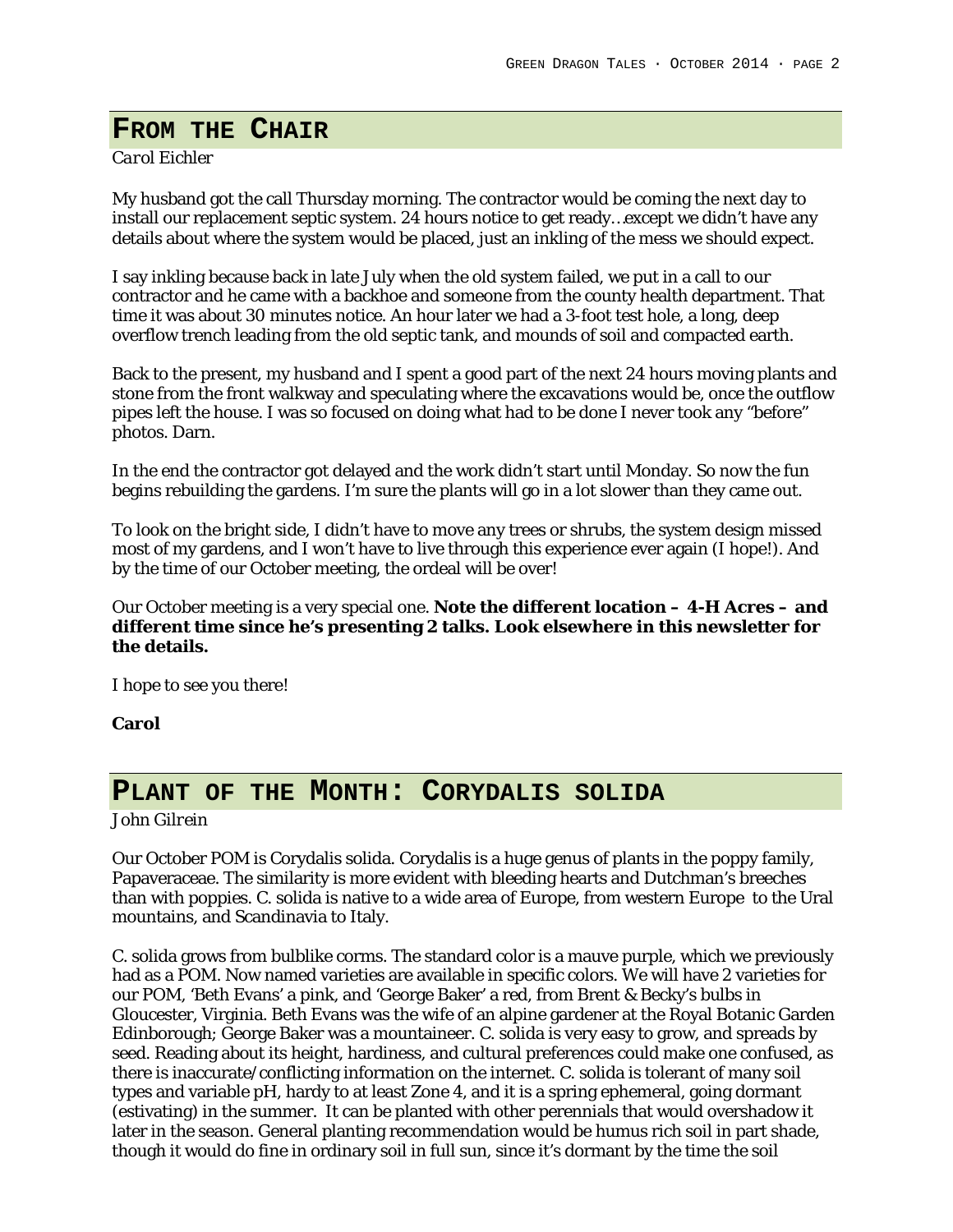## From the Chair

*Carol Eichler*

My husband got the call Thursday morning. The contractor would be coming the next day to install our replacement septic system. 24 hours notice to get ready…except we didn't have any details about where the system would be placed, just an inkling of the mess we should expect.

I say inkling because back in late July when the old system failed, we put in a call to our contractor and he came with a backhoe and someone from the county health department. That time it was about 30 minutes notice. An hour later we had a 3-foot test hole, a long, deep overflow trench leading from the old septic tank, and mounds of soil and compacted earth.

Back to the present, my husband and I spent a good part of the next 24 hours moving plants and stone from the front walkway and speculating where the excavations would be, once the outflow pipes left the house. I was so focused on doing what had to be done I never took any "before" photos. Darn.

In the end the contractor got delayed and the work didn't start until Monday. So now the fun begins rebuilding the gardens. I'm sure the plants will go in a lot slower than they came out.

To look on the bright side, I didn't have to move any trees or shrubs, the system design missed most of my gardens, and I won't have to live through this experience ever again (I hope!). And by the time of our October meeting, the ordeal will be over!

Our October meeting is a very special one. **Note the different location – 4-H Acres – and different time since he's presenting 2 talks. Look elsewhere in this newsletter for the details.**

I hope to see you there!

**Carol**

## Plant of the Month: Corydalis solida

*John Gilrein*

Our October POM is Corydalis solida. Corydalis is a huge genus of plants in the poppy family, Papaveraceae. The similarity is more evident with bleeding hearts and Dutchman's breeches than with poppies. C. solida is native to a wide area of Europe, from western Europe to the Ural mountains, and Scandinavia to Italy.

C. solida grows from bulblike corms. The standard color is a mauve purple, which we previously had as a POM. Now named varieties are available in specific colors. We will have 2 varieties for our POM, 'Beth Evans' a pink, and 'George Baker' a red, from Brent & Becky's bulbs in Gloucester, Virginia. Beth Evans was the wife of an alpine gardener at the Royal Botanic Garden Edinborough; George Baker was a mountaineer. C. solida is very easy to grow, and spreads by seed. Reading about its height, hardiness, and cultural preferences could make one confused, as there is inaccurate/conflicting information on the internet. C. solida is tolerant of many soil types and variable pH, hardy to at least Zone 4, and it is a spring ephemeral, going dormant (estivating) in the summer. It can be planted with other perennials that would overshadow it later in the season. General planting recommendation would be humus rich soil in part shade, though it would do fine in ordinary soil in full sun, since it's dormant by the time the soil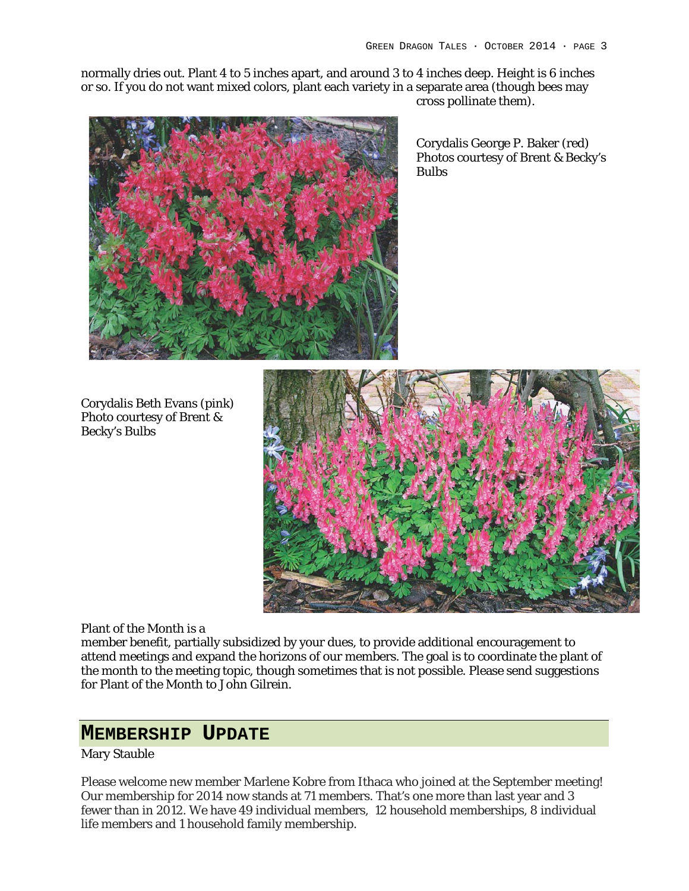normally dries out. Plant 4 to 5 inches apart, and around 3 to 4 inches deep. Height is 6 inches or so. If you do not want mixed colors, plant each variety in a separate area (though bees may cross pollinate them).

Corydalis George P. Baker (red)
Photos courtesy of Brent & Becky's Bulbs

Corydalis Beth Evans (pink)
Photo courtesy of Brent & Becky's Bulbs

Plant of the Month is a member benefit, partially subsidized by your dues, to provide additional encouragement to attend meetings and expand the horizons of our members. The goal is to coordinate the plant of the month to the meeting topic, though sometimes that is not possible. Please send suggestions for Plant of the Month to John Gilrein.

## Membership Update

Mary Stauble

Please welcome new member Marlene Kobre from Ithaca who joined at the September meeting! Our membership for 2014 now stands at 71 members. That's one more than last year and 3 fewer than in 2012. We have 49 individual members, 12 household memberships, 8 individual life members and 1 household family membership.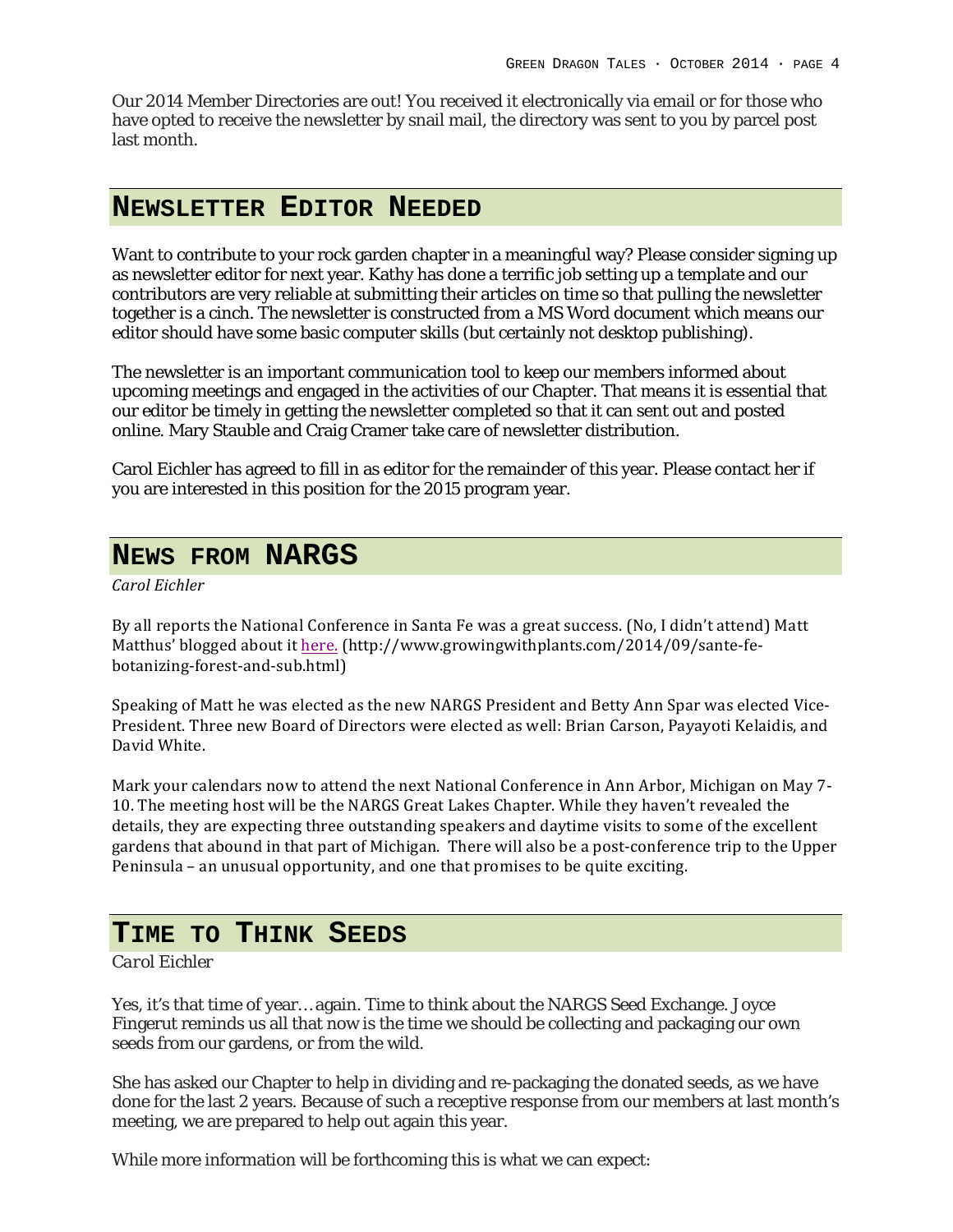Our 2014 Member Directories are out! You received it electronically via email or for those who have opted to receive the newsletter by snail mail, the directory was sent to you by parcel post last month.

## Newsletter Editor Needed

Want to contribute to your rock garden chapter in a meaningful way? Please consider signing up as newsletter editor for next year. Kathy has done a terrific job setting up a template and our contributors are very reliable at submitting their articles on time so that pulling the newsletter together is a cinch. The newsletter is constructed from a MS Word document which means our editor should have some basic computer skills (but certainly not desktop publishing).

The newsletter is an important communication tool to keep our members informed about upcoming meetings and engaged in the activities of our Chapter. That means it is essential that our editor be timely in getting the newsletter completed so that it can sent out and posted online. Mary Stauble and Craig Cramer take care of newsletter distribution.

Carol Eichler has agreed to fill in as editor for the remainder of this year. Please contact her if you are interested in this position for the 2015 program year.

## News from NARGS

*Carol Eichler*

By all reports the National Conference in Santa Fe was a great success. (No, I didn't attend) Matt Matthus' blogged about it here. (http://www.growingwithplants.com/2014/09/sante-fe-botanizing-forest-and-sub.html)

Speaking of Matt he was elected as the new NARGS President and Betty Ann Spar was elected Vice-President. Three new Board of Directors were elected as well: Brian Carson, Payayoti Kelaidis, and David White.

Mark your calendars now to attend the next National Conference in Ann Arbor, Michigan on May 7-10. The meeting host will be the NARGS Great Lakes Chapter. While they haven't revealed the details, they are expecting three outstanding speakers and daytime visits to some of the excellent gardens that abound in that part of Michigan. There will also be a post-conference trip to the Upper Peninsula – an unusual opportunity, and one that promises to be quite exciting.

## Time to Think Seeds

*Carol Eichler*

Yes, it's that time of year… again. Time to think about the NARGS Seed Exchange. Joyce Fingerut reminds us all that now is the time we should be collecting and packaging our own seeds from our gardens, or from the wild.

She has asked our Chapter to help in dividing and re-packaging the donated seeds, as we have done for the last 2 years. Because of such a receptive response from our members at last month's meeting, we are prepared to help out again this year.

While more information will be forthcoming this is what we can expect: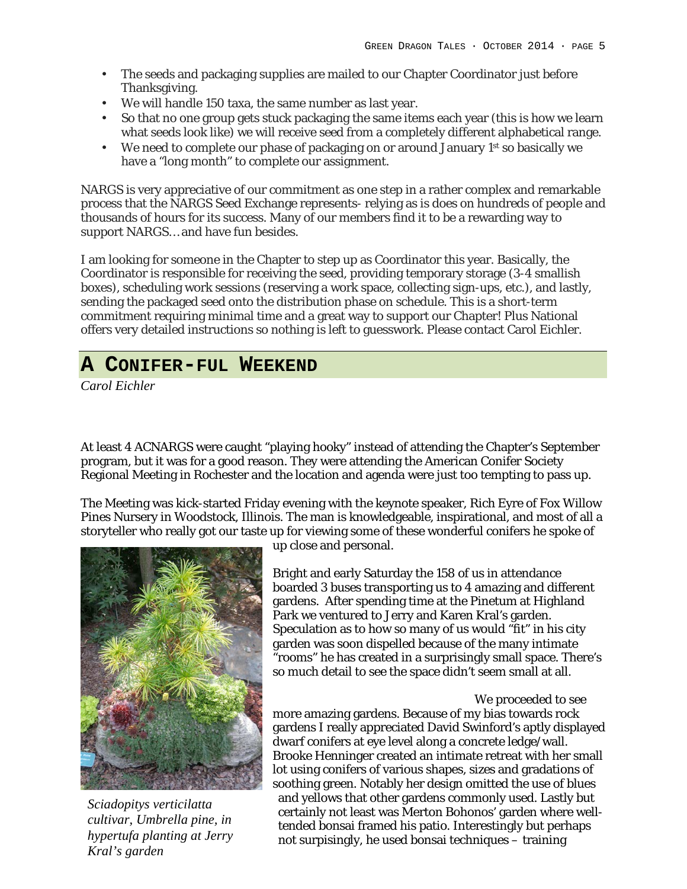- The seeds and packaging supplies are mailed to our Chapter Coordinator just before Thanksgiving.
- We will handle 150 taxa, the same number as last year.
- So that no one group gets stuck packaging the same items each year (this is how we learn what seeds look like) we will receive seed from a completely different alphabetical range.
- We need to complete our phase of packaging on or around January 1st so basically we have a "long month" to complete our assignment.

NARGS is very appreciative of our commitment as one step in a rather complex and remarkable process that the NARGS Seed Exchange represents- relying as is does on hundreds of people and thousands of hours for its success. Many of our members find it to be a rewarding way to support NARGS… and have fun besides.

I am looking for someone in the Chapter to step up as Coordinator this year. Basically, the Coordinator is responsible for receiving the seed, providing temporary storage (3-4 smallish boxes), scheduling work sessions (reserving a work space, collecting sign-ups, etc.), and lastly, sending the packaged seed onto the distribution phase on schedule. This is a short-term commitment requiring minimal time and a great way to support our Chapter! Plus National offers very detailed instructions so nothing is left to guesswork. Please contact Carol Eichler.

## A Conifer-ful Weekend

*Carol Eichler*

At least 4 ACNARGS were caught "playing hooky" instead of attending the Chapter's September program, but it was for a good reason. They were attending the American Conifer Society Regional Meeting in Rochester and the location and agenda were just too tempting to pass up.

The Meeting was kick-started Friday evening with the keynote speaker, Rich Eyre of Fox Willow Pines Nursery in Woodstock, Illinois. The man is knowledgeable, inspirational, and most of all a storyteller who really got our taste up for viewing some of these wonderful conifers he spoke of up close and personal.

Bright and early Saturday the 158 of us in attendance boarded 3 buses transporting us to 4 amazing and different gardens. After spending time at the Pinetum at Highland Park we ventured to Jerry and Karen Kral's garden. Speculation as to how so many of us would "fit" in his city garden was soon dispelled because of the many intimate "rooms" he has created in a surprisingly small space. There's so much detail to see the space didn't seem small at all.

*Sciadopitys verticilatta cultivar, Umbrella pine, in hypertufa planting at Jerry Kral's garden*

We proceeded to see more amazing gardens. Because of my bias towards rock gardens I really appreciated David Swinford's aptly displayed dwarf conifers at eye level along a concrete ledge/wall. Brooke Henninger created an intimate retreat with her small lot using conifers of various shapes, sizes and gradations of soothing green. Notably her design omitted the use of blues and yellows that other gardens commonly used. Lastly but certainly not least was Merton Bohonos' garden where well-tended bonsai framed his patio. Interestingly but perhaps not surpisingly, he used bonsai techniques – training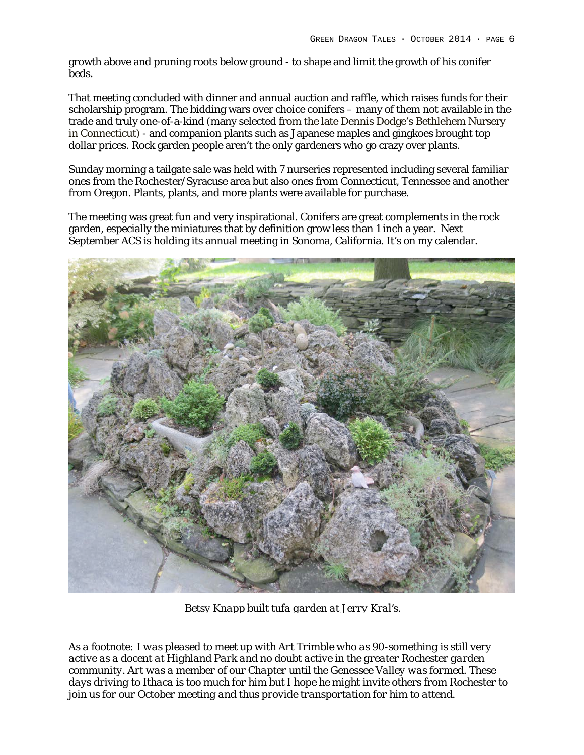growth above and pruning roots below ground - to shape and limit the growth of his conifer beds.

That meeting concluded with dinner and annual auction and raffle, which raises funds for their scholarship program. The bidding wars over choice conifers – many of them not available in the trade and truly one-of-a-kind (many selected from the late Dennis Dodge's Bethlehem Nursery in Connecticut) - and companion plants such as Japanese maples and gingkoes brought top dollar prices. Rock garden people aren't the only gardeners who go crazy over plants.

Sunday morning a tailgate sale was held with 7 nurseries represented including several familiar ones from the Rochester/Syracuse area but also ones from Connecticut, Tennessee and another from Oregon. Plants, plants, and more plants were available for purchase.

The meeting was great fun and very inspirational. Conifers are great complements in the rock garden, especially the miniatures that by definition grow less than 1 inch a year. Next September ACS is holding its annual meeting in Sonoma, California. It's on my calendar.

*Betsy Knapp built tufa garden at Jerry Kral's.*

*As a footnote: I was pleased to meet up with Art Trimble who as 90-something is still very active as a docent at Highland Park and no doubt active in the greater Rochester garden community. Art was a member of our Chapter until the Genessee Valley was formed. These days driving to Ithaca is too much for him but I hope he might invite others from Rochester to join us for our October meeting and thus provide transportation for him to attend.*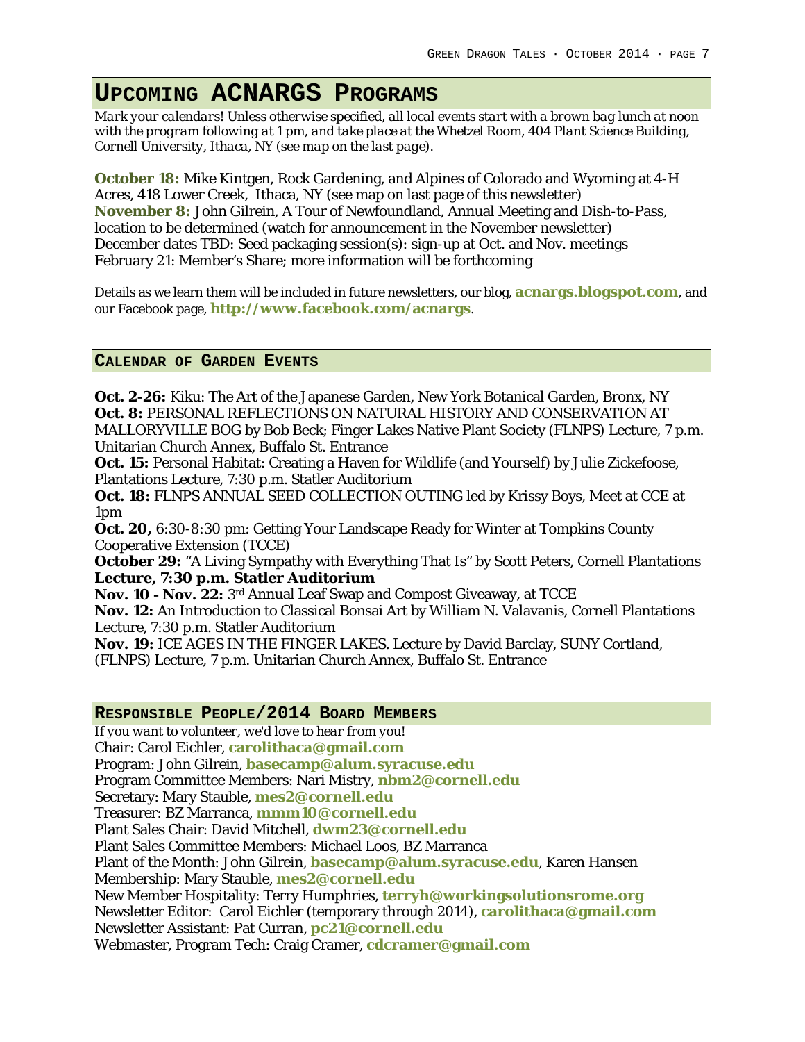# UPCOMING ACNARGS PROGRAMS

*Mark your calendars! Unless otherwise specified, all local events start with a brown bag lunch at noon with the program following at 1 pm, and take place at the Whetzel Room, 404 Plant Science Building, Cornell University, Ithaca, NY (see map on the last page).*

**October 18:** Mike Kintgen, Rock Gardening, and Alpines of Colorado and Wyoming at 4-H Acres, 418 Lower Creek, Ithaca, NY (see map on last page of this newsletter)
**November 8:** John Gilrein, A Tour of Newfoundland, Annual Meeting and Dish-to-Pass, location to be determined (watch for announcement in the November newsletter)
December dates TBD: Seed packaging session(s): sign-up at Oct. and Nov. meetings
February 21: Member's Share; more information will be forthcoming

Details as we learn them will be included in future newsletters, our blog, **acnargs.blogspot.com**, and our Facebook page, **http://www.facebook.com/acnargs**.

## CALENDAR OF GARDEN EVENTS

**Oct. 2-26:** Kiku: The Art of the Japanese Garden, New York Botanical Garden, Bronx, NY
**Oct. 8:** PERSONAL REFLECTIONS ON NATURAL HISTORY AND CONSERVATION AT MALLORYVILLE BOG by Bob Beck; Finger Lakes Native Plant Society (FLNPS) Lecture, 7 p.m. Unitarian Church Annex, Buffalo St. Entrance
**Oct. 15:** Personal Habitat: Creating a Haven for Wildlife (and Yourself) by Julie Zickefoose, Plantations Lecture, 7:30 p.m. Statler Auditorium
**Oct. 18:** FLNPS ANNUAL SEED COLLECTION OUTING led by Krissy Boys, Meet at CCE at 1pm
**Oct. 20,** 6:30-8:30 pm: Getting Your Landscape Ready for Winter at Tompkins County Cooperative Extension (TCCE)
**October 29:** "A Living Sympathy with Everything That Is" by Scott Peters, Cornell Plantations **Lecture, 7:30 p.m. Statler Auditorium**
**Nov. 10 - Nov. 22:** 3rd Annual Leaf Swap and Compost Giveaway, at TCCE
**Nov. 12:** An Introduction to Classical Bonsai Art by William N. Valavanis, Cornell Plantations Lecture, 7:30 p.m. Statler Auditorium
**Nov. 19:** ICE AGES IN THE FINGER LAKES. Lecture by David Barclay, SUNY Cortland, (FLNPS) Lecture, 7 p.m. Unitarian Church Annex, Buffalo St. Entrance

## RESPONSIBLE PEOPLE/2014 BOARD MEMBERS

*If you want to volunteer, we'd love to hear from you!*
Chair: Carol Eichler, **carolithaca@gmail.com**
Program: John Gilrein, **basecamp@alum.syracuse.edu**
Program Committee Members: Nari Mistry, **nbm2@cornell.edu**
Secretary: Mary Stauble, **mes2@cornell.edu**
Treasurer: BZ Marranca, **mmm10@cornell.edu**
Plant Sales Chair: David Mitchell, **dwm23@cornell.edu**
Plant Sales Committee Members: Michael Loos, BZ Marranca
Plant of the Month: John Gilrein, **basecamp@alum.syracuse.edu**, Karen Hansen
Membership: Mary Stauble, **mes2@cornell.edu**
New Member Hospitality: Terry Humphries, **terryh@workingsolutionsrome.org**
Newsletter Editor: Carol Eichler (temporary through 2014), **carolithaca@gmail.com**
Newsletter Assistant: Pat Curran, **pc21@cornell.edu**
Webmaster, Program Tech: Craig Cramer, **cdcramer@gmail.com**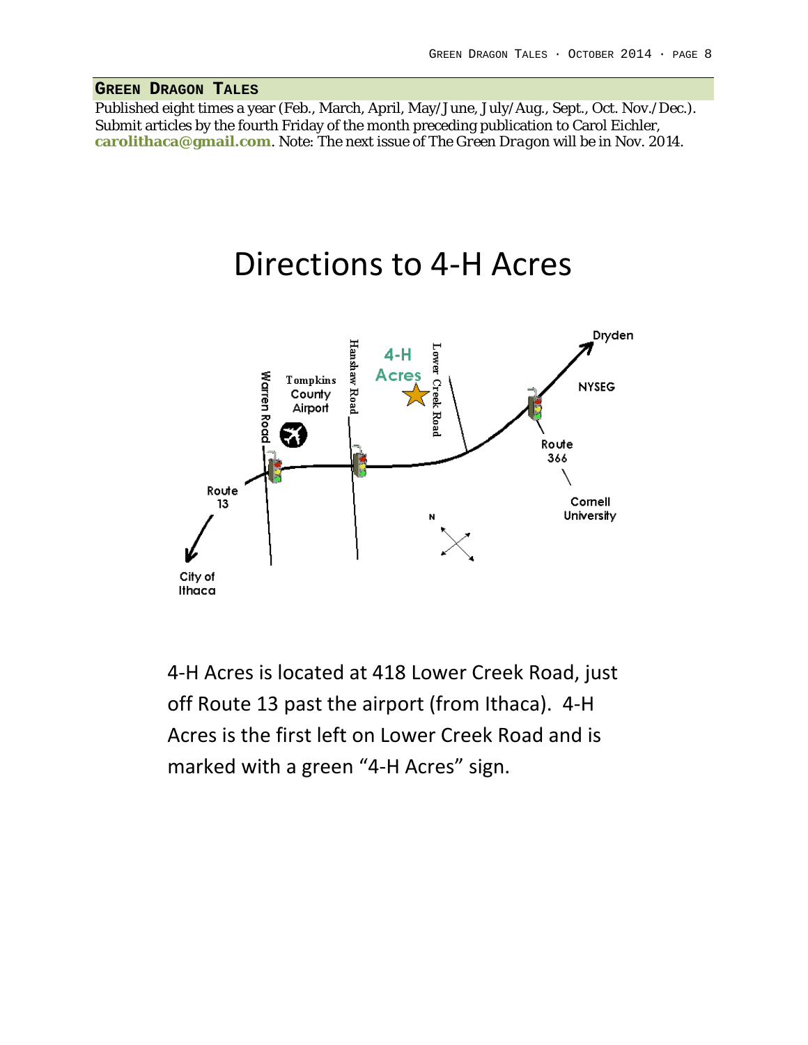## Green Dragon Tales

Published eight times a year (Feb., March, April, May/June, July/Aug., Sept., Oct. Nov./Dec.). Submit articles by the fourth Friday of the month preceding publication to Carol Eichler, **carolithaca@gmail.com**. Note: The next issue of *The Green Dragon* will be in Nov. 2014.

# Directions to 4-H Acres

Dryden
NYSEG
4-H Acres
Lower Creek Road
Hanshaw Road
Warren Road
Tompkins County Airport
Route 366
Cornell University
Route 13
City of Ithaca
N

4-H Acres is located at 418 Lower Creek Road, just off Route 13 past the airport (from Ithaca). 4-H Acres is the first left on Lower Creek Road and is marked with a green "4-H Acres" sign.